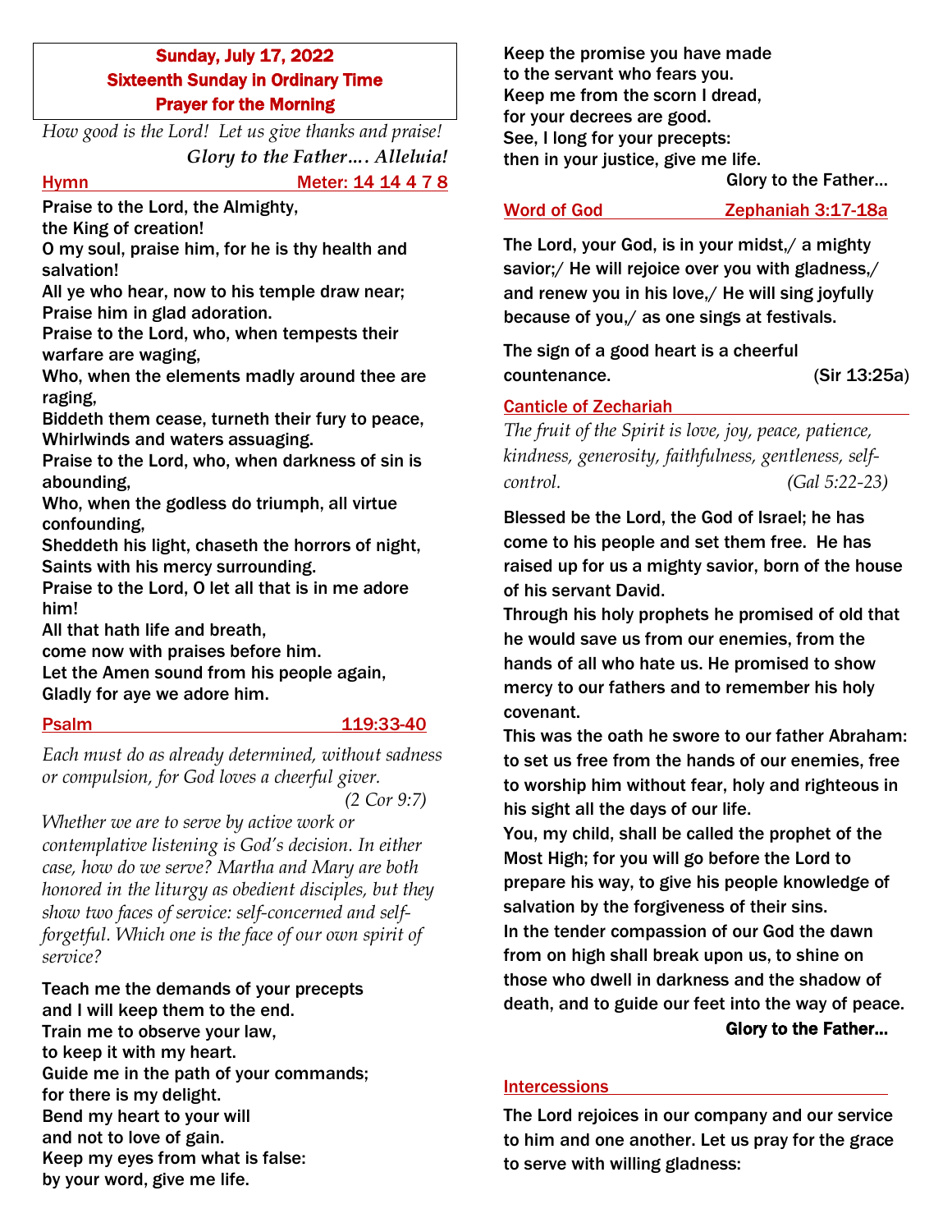**Sunday, July 17, 2022**
**Sixteenth Sunday in Ordinary Time**
**Prayer for the Morning**

*How good is the Lord! Let us give thanks and praise!*
*Glory to the Father…. Alleluia!*

## Hymn — Meter: 14 14 4 7 8

Praise to the Lord, the Almighty,
the King of creation!
O my soul, praise him, for he is thy health and salvation!
All ye who hear, now to his temple draw near;
Praise him in glad adoration.
Praise to the Lord, who, when tempests their warfare are waging,
Who, when the elements madly around thee are raging,
Biddeth them cease, turneth their fury to peace,
Whirlwinds and waters assuaging.
Praise to the Lord, who, when darkness of sin is abounding,
Who, when the godless do triumph, all virtue confounding,
Sheddeth his light, chaseth the horrors of night,
Saints with his mercy surrounding.
Praise to the Lord, O let all that is in me adore him!
All that hath life and breath,
come now with praises before him.
Let the Amen sound from his people again,
Gladly for aye we adore him.

## Psalm — 119:33-40

*Each must do as already determined, without sadness or compulsion, for God loves a cheerful giver.* *(2 Cor 9:7)*

*Whether we are to serve by active work or contemplative listening is God's decision. In either case, how do we serve? Martha and Mary are both honored in the liturgy as obedient disciples, but they show two faces of service: self-concerned and self-forgetful. Which one is the face of our own spirit of service?*

Teach me the demands of your precepts
and I will keep them to the end.
Train me to observe your law,
to keep it with my heart.
Guide me in the path of your commands;
for there is my delight.
Bend my heart to your will
and not to love of gain.
Keep my eyes from what is false:
by your word, give me life.
Keep the promise you have made
to the servant who fears you.
Keep me from the scorn I dread,
for your decrees are good.
See, I long for your precepts:
then in your justice, give me life.

Glory to the Father…

## Word of God — Zephaniah 3:17-18a

The Lord, your God, is in your midst,/ a mighty savior;/ He will rejoice over you with gladness,/ and renew you in his love,/ He will sing joyfully because of you,/ as one sings at festivals.

The sign of a good heart is a cheerful countenance. (Sir 13:25a)

## Canticle of Zechariah

*The fruit of the Spirit is love, joy, peace, patience, kindness, generosity, faithfulness, gentleness, self-control.* *(Gal 5:22-23)*

Blessed be the Lord, the God of Israel; he has come to his people and set them free. He has raised up for us a mighty savior, born of the house of his servant David.
Through his holy prophets he promised of old that he would save us from our enemies, from the hands of all who hate us. He promised to show mercy to our fathers and to remember his holy covenant.
This was the oath he swore to our father Abraham: to set us free from the hands of our enemies, free to worship him without fear, holy and righteous in his sight all the days of our life.
You, my child, shall be called the prophet of the Most High; for you will go before the Lord to prepare his way, to give his people knowledge of salvation by the forgiveness of their sins.
In the tender compassion of our God the dawn from on high shall break upon us, to shine on those who dwell in darkness and the shadow of death, and to guide our feet into the way of peace.

**Glory to the Father…**

## Intercessions

The Lord rejoices in our company and our service to him and one another. Let us pray for the grace to serve with willing gladness: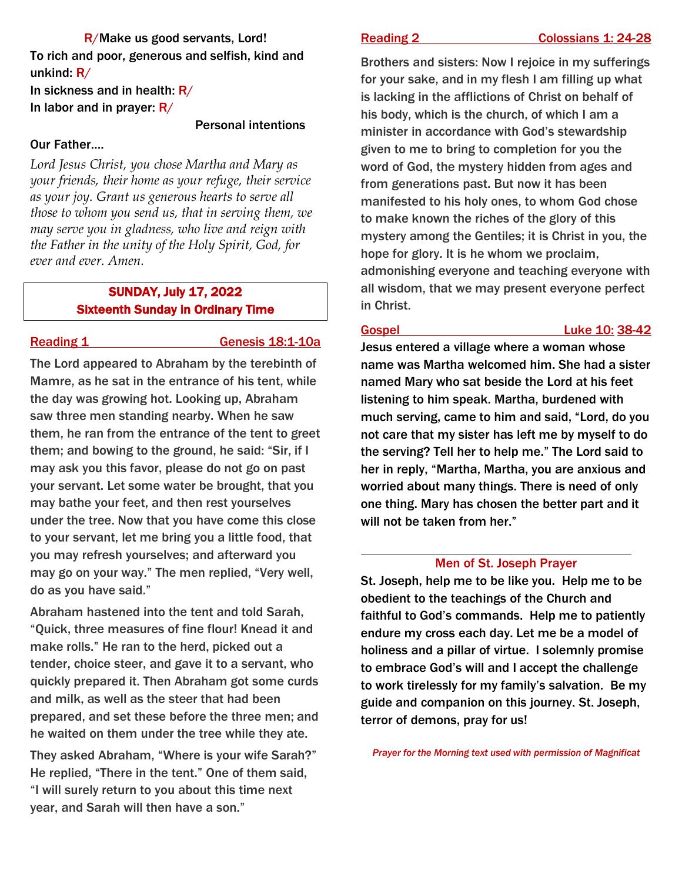R/ Make us good servants, Lord!

To rich and poor, generous and selfish, kind and unkind: R/

In sickness and in health: R/

In labor and in prayer: R/

Personal intentions

Our Father....

*Lord Jesus Christ, you chose Martha and Mary as your friends, their home as your refuge, their service as your joy. Grant us generous hearts to serve all those to whom you send us, that in serving them, we may serve you in gladness, who live and reign with the Father in the unity of the Holy Spirit, God, for ever and ever. Amen.*

## SUNDAY, July 17, 2022
## Sixteenth Sunday in Ordinary Time

**Reading 1 — Genesis 18:1-10a**

The Lord appeared to Abraham by the terebinth of Mamre, as he sat in the entrance of his tent, while the day was growing hot. Looking up, Abraham saw three men standing nearby. When he saw them, he ran from the entrance of the tent to greet them; and bowing to the ground, he said: "Sir, if I may ask you this favor, please do not go on past your servant. Let some water be brought, that you may bathe your feet, and then rest yourselves under the tree. Now that you have come this close to your servant, let me bring you a little food, that you may refresh yourselves; and afterward you may go on your way." The men replied, "Very well, do as you have said."

Abraham hastened into the tent and told Sarah, "Quick, three measures of fine flour! Knead it and make rolls." He ran to the herd, picked out a tender, choice steer, and gave it to a servant, who quickly prepared it. Then Abraham got some curds and milk, as well as the steer that had been prepared, and set these before the three men; and he waited on them under the tree while they ate.

They asked Abraham, "Where is your wife Sarah?" He replied, "There in the tent." One of them said, "I will surely return to you about this time next year, and Sarah will then have a son."

**Reading 2 — Colossians 1: 24-28**

Brothers and sisters: Now I rejoice in my sufferings for your sake, and in my flesh I am filling up what is lacking in the afflictions of Christ on behalf of his body, which is the church, of which I am a minister in accordance with God's stewardship given to me to bring to completion for you the word of God, the mystery hidden from ages and from generations past. But now it has been manifested to his holy ones, to whom God chose to make known the riches of the glory of this mystery among the Gentiles; it is Christ in you, the hope for glory. It is he whom we proclaim, admonishing everyone and teaching everyone with all wisdom, that we may present everyone perfect in Christ.

**Gospel — Luke 10: 38-42**

Jesus entered a village where a woman whose name was Martha welcomed him. She had a sister named Mary who sat beside the Lord at his feet listening to him speak. Martha, burdened with much serving, came to him and said, "Lord, do you not care that my sister has left me by myself to do the serving? Tell her to help me." The Lord said to her in reply, "Martha, Martha, you are anxious and worried about many things. There is need of only one thing. Mary has chosen the better part and it will not be taken from her."

---

### Men of St. Joseph Prayer

St. Joseph, help me to be like you. Help me to be obedient to the teachings of the Church and faithful to God's commands. Help me to patiently endure my cross each day. Let me be a model of holiness and a pillar of virtue. I solemnly promise to embrace God's will and I accept the challenge to work tirelessly for my family's salvation. Be my guide and companion on this journey. St. Joseph, terror of demons, pray for us!

*Prayer for the Morning text used with permission of Magnificat*